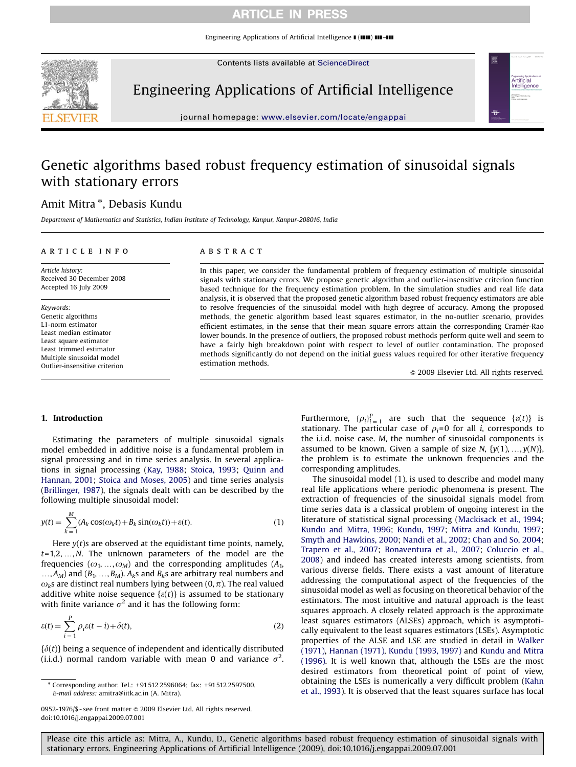# Genetic algorithms based robust frequency estimation of sinusoidal signals with stationary errors

Amit Mitra *, Debasis Kundu

*Department of Mathematics and Statistics, Indian Institute of Technology, Kanpur, Kanpur-208016, India*

## ARTICLE INFO

*Article history:*
Received 30 December 2008
Accepted 16 July 2009

*Keywords:*
Genetic algorithms
L1-norm estimator
Least median estimator
Least square estimator
Least trimmed estimator
Multiple sinusoidal model
Outlier-insensitive criterion

## ABSTRACT

In this paper, we consider the fundamental problem of frequency estimation of multiple sinusoidal signals with stationary errors. We propose genetic algorithm and outlier-insensitive criterion function based technique for the frequency estimation problem. In the simulation studies and real life data analysis, it is observed that the proposed genetic algorithm based robust frequency estimators are able to resolve frequencies of the sinusoidal model with high degree of accuracy. Among the proposed methods, the genetic algorithm based least squares estimator, in the no-outlier scenario, provides efficient estimates, in the sense that their mean square errors attain the corresponding Cramér-Rao lower bounds. In the presence of outliers, the proposed robust methods perform quite well and seem to have a fairly high breakdown point with respect to level of outlier contamination. The proposed methods significantly do not depend on the initial guess values required for other iterative frequency estimation methods.

© 2009 Elsevier Ltd. All rights reserved.

## 1. Introduction

Estimating the parameters of multiple sinusoidal signals model embedded in additive noise is a fundamental problem in signal processing and in time series analysis. In several applications in signal processing (Kay, 1988; Stoica, 1993; Quinn and Hannan, 2001; Stoica and Moses, 2005) and time series analysis (Brillinger, 1987), the signals dealt with can be described by the following multiple sinusoidal model:

$$y(t) = \sum_{k=1}^{M} (A_k \cos(\omega_k t) + B_k \sin(\omega_k t)) + \varepsilon(t). \tag{1}$$

Here $y(t)$s are observed at the equidistant time points, namely, $t=1,2,\ldots,N$. The unknown parameters of the model are the frequencies $(\omega_1,\ldots,\omega_M)$ and the corresponding amplitudes $(A_1,\ldots,A_M)$ and $(B_1,\ldots,B_M)$. $A_k$s and $B_k$s are arbitrary real numbers and $\omega_k$s are distinct real numbers lying between $(0,\pi)$. The real valued additive white noise sequence $\{\varepsilon(t)\}$ is assumed to be stationary with finite variance $\sigma^2$ and it has the following form:

$$\varepsilon(t) = \sum_{i=1}^{P} \rho_i \varepsilon(t-i) + \delta(t), \tag{2}$$

$\{\delta(t)\}$ being a sequence of independent and identically distributed (i.i.d.) normal random variable with mean 0 and variance $\sigma^2$. Furthermore, $\{\rho_i\}_{i=1}^{P}$ are such that the sequence $\{\varepsilon(t)\}$ is stationary. The particular case of $\rho_i=0$ for all $i$, corresponds to the i.i.d. noise case. $M$, the number of sinusoidal components is assumed to be known. Given a sample of size $N$, $\{y(1),\ldots,y(N)\}$, the problem is to estimate the unknown frequencies and the corresponding amplitudes.

The sinusoidal model (1), is used to describe and model many real life applications where periodic phenomena is present. The extraction of frequencies of the sinusoidal signals model from time series data is a classical problem of ongoing interest in the literature of statistical signal processing (Mackisack et al., 1994; Kundu and Mitra, 1996; Kundu, 1997; Mitra and Kundu, 1997; Smyth and Hawkins, 2000; Nandi et al., 2002; Chan and So, 2004; Trapero et al., 2007; Bonaventura et al., 2007; Coluccio et al., 2008) and indeed has created interests among scientists, from various diverse fields. There exists a vast amount of literature addressing the computational aspect of the frequencies of the sinusoidal model as well as focusing on theoretical behavior of the estimators. The most intuitive and natural approach is the least squares approach. A closely related approach is the approximate least squares estimators (ALSEs) approach, which is asymptotically equivalent to the least squares estimators (LSEs). Asymptotic properties of the ALSE and LSE are studied in detail in Walker (1971), Hannan (1971), Kundu (1993, 1997) and Kundu and Mitra (1996). It is well known that, although the LSEs are the most desired estimators from theoretical point of point of view, obtaining the LSEs is numerically a very difficult problem (Kahn et al., 1993). It is observed that the least squares surface has local

---

* Corresponding author. Tel.: +91 512 2596064; fax: +91 512 2597500.
*E-mail address:* amitra@iitk.ac.in (A. Mitra).

0952-1976/$ - see front matter © 2009 Elsevier Ltd. All rights reserved.
doi:10.1016/j.engappai.2009.07.001

Please cite this article as: Mitra, A., Kundu, D., Genetic algorithms based robust frequency estimation of sinusoidal signals with stationary errors. Engineering Applications of Artificial Intelligence (2009), doi:10.1016/j.engappai.2009.07.001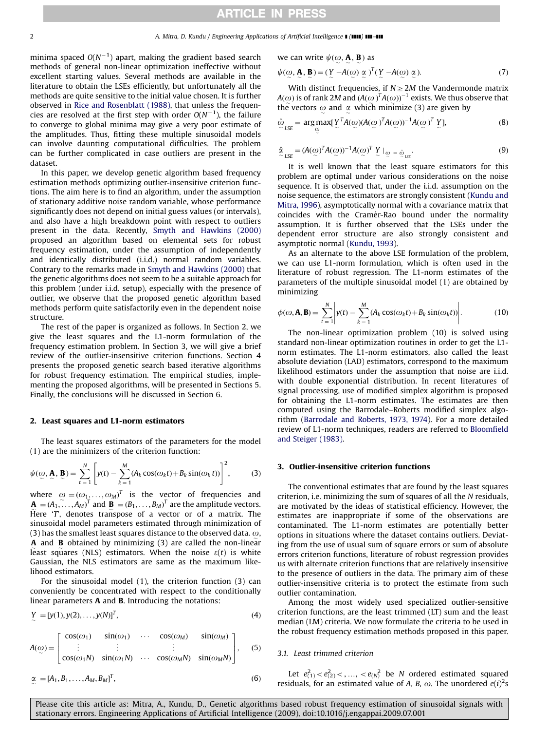minima spaced $O(N^{-1})$ apart, making the gradient based search methods of general non-linear optimization ineffective without excellent starting values. Several methods are available in the literature to obtain the LSEs efficiently, but unfortunately all the methods are quite sensitive to the initial value chosen. It is further observed in Rice and Rosenblatt (1988), that unless the frequencies are resolved at the first step with order $O(N^{-1})$, the failure to converge to global minima may give a very poor estimate of the amplitudes. Thus, fitting these multiple sinusoidal models can involve daunting computational difficulties. The problem can be further complicated in case outliers are present in the dataset.

In this paper, we develop genetic algorithm based frequency estimation methods optimizing outlier-insensitive criterion functions. The aim here is to find an algorithm, under the assumption of stationary additive noise random variable, whose performance significantly does not depend on initial guess values (or intervals), and also have a high breakdown point with respect to outliers present in the data. Recently, Smyth and Hawkins (2000) proposed an algorithm based on elemental sets for robust frequency estimation, under the assumption of independently and identically distributed (i.i.d.) normal random variables. Contrary to the remarks made in Smyth and Hawkins (2000) that the genetic algorithms does not seem to be a suitable approach for this problem (under i.i.d. setup), especially with the presence of outlier, we observe that the proposed genetic algorithm based methods perform quite satisfactorily even in the dependent noise structure.

The rest of the paper is organized as follows. In Section 2, we give the least squares and the L1-norm formulation of the frequency estimation problem. In Section 3, we will give a brief review of the outlier-insensitive criterion functions. Section 4 presents the proposed genetic search based iterative algorithms for robust frequency estimation. The empirical studies, implementing the proposed algorithms, will be presented in Sections 5. Finally, the conclusions will be discussed in Section 6.

## 2. Least squares and L1-norm estimators

The least squares estimators of the parameters for the model (1) are the minimizers of the criterion function:

$$\psi(\underset{\sim}{\omega}, \underset{\sim}{\mathbf{A}}, \underset{\sim}{\mathbf{B}}) = \sum_{t=1}^{N}\left[y(t) - \sum_{k=1}^{M}(A_k\cos(\omega_k t) + B_k\sin(\omega_k t))\right]^2, \tag{3}$$

where $\underset{\sim}{\omega} = (\omega_1, \ldots, \omega_M)^T$ is the vector of frequencies and $\underset{\sim}{\mathbf{A}} = (A_1, \ldots, A_M)^T$ and $\underset{\sim}{\mathbf{B}} = (B_1, \ldots, B_M)^T$ are the amplitude vectors. Here '$T$', denotes transpose of a vector or of a matrix. The sinusoidal model parameters estimated through minimization of (3) has the smallest least squares distance to the observed data. $\underset{\sim}{\omega}$, $\underset{\sim}{\mathbf{A}}$ and $\underset{\sim}{\mathbf{B}}$ obtained by minimizing (3) are called the non-linear least squares (NLS) estimators. When the noise $\varepsilon(t)$ is white Gaussian, the NLS estimators are same as the maximum likelihood estimators.

For the sinusoidal model (1), the criterion function (3) can conveniently be concentrated with respect to the conditionally linear parameters $\mathbf{A}$ and $\mathbf{B}$. Introducing the notations:

$$\underset{\sim}{Y} = [y(1), y(2), \ldots, y(N)]^T, \tag{4}$$

$$A(\underset{\sim}{\omega}) = \begin{bmatrix} \cos(\omega_1) & \sin(\omega_1) & \cdots & \cos(\omega_M) & \sin(\omega_M) \\ \vdots & \vdots & & \vdots & \\ \cos(\omega_1 N) & \sin(\omega_1 N) & \cdots & \cos(\omega_M N) & \sin(\omega_M N) \end{bmatrix}, \tag{5}$$

$$\underset{\sim}{\alpha} = [A_1, B_1, \ldots, A_M, B_M]^T, \tag{6}$$

we can write $\psi(\underset{\sim}{\omega}, \underset{\sim}{\mathbf{A}}, \underset{\sim}{\mathbf{B}})$ as

$$\psi(\underset{\sim}{\omega}, \underset{\sim}{\mathbf{A}}, \underset{\sim}{\mathbf{B}}) = (\underset{\sim}{Y} - A(\underset{\sim}{\omega})\underset{\sim}{\alpha})^T(\underset{\sim}{Y} - A(\underset{\sim}{\omega})\underset{\sim}{\alpha}). \tag{7}$$

With distinct frequencies, if $N \geq 2M$ the Vandermonde matrix $A(\underset{\sim}{\omega})$ is of rank $2M$ and $(A(\underset{\sim}{\omega})^T A(\underset{\sim}{\omega}))^{-1}$ exists. We thus observe that the vectors $\underset{\sim}{\omega}$ and $\underset{\sim}{\alpha}$ which minimize (3) are given by

$$\hat{\underset{\sim}{\omega}}_{LSE} = \arg\max_{\underset{\sim}{\omega}}[\underset{\sim}{Y}^T A(\underset{\sim}{\omega})(A(\underset{\sim}{\omega})^T A(\underset{\sim}{\omega}))^{-1} A(\underset{\sim}{\omega})^T \underset{\sim}{Y}], \tag{8}$$

$$\hat{\underset{\sim}{\alpha}}_{LSE} = (A(\underset{\sim}{\omega})^T A(\underset{\sim}{\omega}))^{-1} A(\underset{\sim}{\omega})^T \underset{\sim}{Y}\,\big|_{\underset{\sim}{\omega} = \hat{\underset{\sim}{\omega}}_{LSE}}. \tag{9}$$

It is well known that the least square estimators for this problem are optimal under various considerations on the noise sequence. It is observed that, under the i.i.d. assumption on the noise sequence, the estimators are strongly consistent (Kundu and Mitra, 1996), asymptotically normal with a covariance matrix that coincides with the Cramér-Rao bound under the normality assumption. It is further observed that the LSEs under the dependent error structure are also strongly consistent and asymptotic normal (Kundu, 1993).

As an alternate to the above LSE formulation of the problem, we can use L1-norm formulation, which is often used in the literature of robust regression. The L1-norm estimates of the parameters of the multiple sinusoidal model (1) are obtained by minimizing

$$\phi(\omega, \mathbf{A}, \mathbf{B}) = \sum_{t=1}^{N}\left|y(t) - \sum_{k=1}^{M}(A_k\cos(\omega_k t) + B_k\sin(\omega_k t))\right|. \tag{10}$$

The non-linear optimization problem (10) is solved using standard non-linear optimization routines in order to get the L1-norm estimates. The L1-norm estimators, also called the least absolute deviation (LAD) estimators, correspond to the maximum likelihood estimators under the assumption that noise are i.i.d. with double exponential distribution. In recent literatures of signal processing, use of modified simplex algorithm is proposed for obtaining the L1-norm estimates. The estimates are then computed using the Barrodale–Roberts modified simplex algorithm (Barrodale and Roberts, 1973, 1974). For a more detailed review of L1-norm techniques, readers are referred to Bloomfield and Steiger (1983).

## 3. Outlier-insensitive criterion functions

The conventional estimates that are found by the least squares criterion, i.e. minimizing the sum of squares of all the $N$ residuals, are motivated by the ideas of statistical efficiency. However, the estimates are inappropriate if some of the observations are contaminated. The L1-norm estimates are potentially better options in situations where the dataset contains outliers. Deviating from the use of usual sum of square errors or sum of absolute errors criterion functions, literature of robust regression provides us with alternate criterion functions that are relatively insensitive to the presence of outliers in the data. The primary aim of these outlier-insensitive criteria is to protect the estimate from such outlier contamination.

Among the most widely used specialized outlier-sensitive criterion functions, are the least trimmed (LT) sum and the least median (LM) criteria. We now formulate the criteria to be used in the robust frequency estimation methods proposed in this paper.

### 3.1. Least trimmed criterion

Let $e^2_{(1)} < e^2_{(2)} <, \ldots, < e^2_{(N)}$ be $N$ ordered estimated squared residuals, for an estimated value of $A$, $B$, $\omega$. The unordered $e(i)^2$s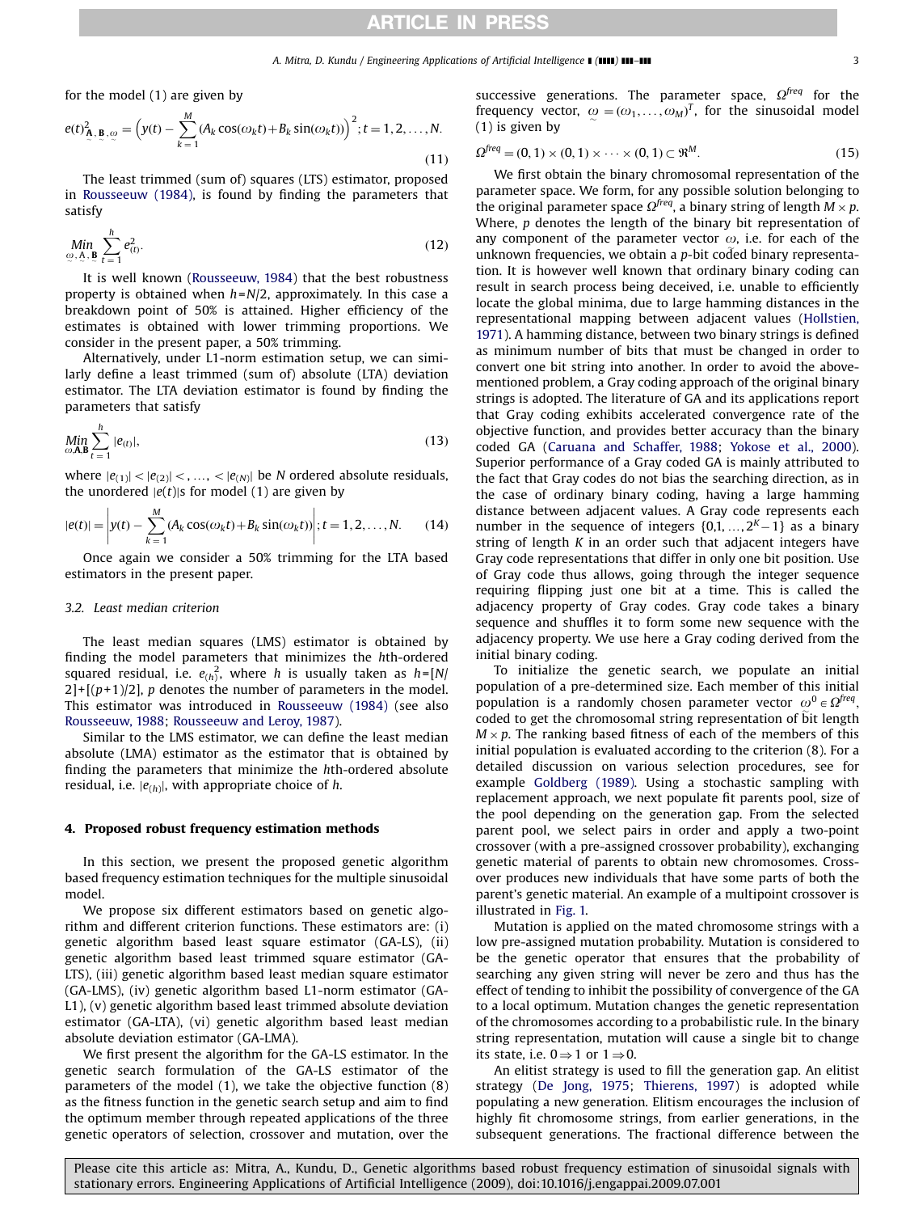for the model (1) are given by

$$e(t)^2_{\underset{\sim}{\mathbf{A}},\underset{\sim}{\mathbf{B}},\underset{\sim}{\omega}} = \left(y(t) - \sum_{k=1}^{M}(A_k\cos(\omega_k t) + B_k\sin(\omega_k t))\right)^2; t = 1, 2, \ldots, N. \tag{11}$$

The least trimmed (sum of) squares (LTS) estimator, proposed in Rousseeuw (1984), is found by finding the parameters that satisfy

$$\underset{\underset{\sim}{\omega},\underset{\sim}{\mathbf{A}},\underset{\sim}{\mathbf{B}}}{Min} \sum_{t=1}^{h} e^2_{(t)}. \tag{12}$$

It is well known (Rousseeuw, 1984) that the best robustness property is obtained when $h = N/2$, approximately. In this case a breakdown point of 50% is attained. Higher efficiency of the estimates is obtained with lower trimming proportions. We consider in the present paper, a 50% trimming.

Alternatively, under L1-norm estimation setup, we can similarly define a least trimmed (sum of) absolute (LTA) deviation estimator. The LTA deviation estimator is found by finding the parameters that satisfy

$$\underset{\omega,\mathbf{A},\mathbf{B}}{Min} \sum_{t=1}^{h} |e_{(t)}|, \tag{13}$$

where $|e_{(1)}| < |e_{(2)}| <, \ldots, < |e_{(N)}|$ be $N$ ordered absolute residuals, the unordered $|e(t)|$s for model (1) are given by

$$|e(t)| = \left| y(t) - \sum_{k=1}^{M}(A_k\cos(\omega_k t) + B_k\sin(\omega_k t)) \right|; t = 1, 2, \ldots, N. \tag{14}$$

Once again we consider a 50% trimming for the LTA based estimators in the present paper.

### 3.2. Least median criterion

The least median squares (LMS) estimator is obtained by finding the model parameters that minimizes the $h$th-ordered squared residual, i.e. $e^2_{(h)}$, where $h$ is usually taken as $h=[N/2]+[(p+1)/2]$, $p$ denotes the number of parameters in the model. This estimator was introduced in Rousseeuw (1984) (see also Rousseeuw, 1988; Rousseeuw and Leroy, 1987).

Similar to the LMS estimator, we can define the least median absolute (LMA) estimator as the estimator that is obtained by finding the parameters that minimize the $h$th-ordered absolute residual, i.e. $|e_{(h)}|$, with appropriate choice of $h$.

## 4. Proposed robust frequency estimation methods

In this section, we present the proposed genetic algorithm based frequency estimation techniques for the multiple sinusoidal model.

We propose six different estimators based on genetic algorithm and different criterion functions. These estimators are: (i) genetic algorithm based least square estimator (GA-LS), (ii) genetic algorithm based least trimmed square estimator (GA-LTS), (iii) genetic algorithm based least median square estimator (GA-LMS), (iv) genetic algorithm based L1-norm estimator (GA-L1), (v) genetic algorithm based least trimmed absolute deviation estimator (GA-LTA), (vi) genetic algorithm based least median absolute deviation estimator (GA-LMA).

We first present the algorithm for the GA-LS estimator. In the genetic search formulation of the GA-LS estimator of the parameters of the model (1), we take the objective function (8) as the fitness function in the genetic search setup and aim to find the optimum member through repeated applications of the three genetic operators of selection, crossover and mutation, over the successive generations. The parameter space, $\Omega^{freq}$ for the frequency vector, $\underset{\sim}{\omega} = (\omega_1, \ldots, \omega_M)^T$, for the sinusoidal model (1) is given by

$$\Omega^{freq} = (0,1) \times (0,1) \times \cdots \times (0,1) \subset \Re^M. \tag{15}$$

We first obtain the binary chromosomal representation of the parameter space. We form, for any possible solution belonging to the original parameter space $\Omega^{freq}$, a binary string of length $M \times p$. Where, $p$ denotes the length of the binary bit representation of any component of the parameter vector $\underset{\sim}{\omega}$, i.e. for each of the unknown frequencies, we obtain a $p$-bit coded binary representation. It is however well known that ordinary binary coding can result in search process being deceived, i.e. unable to efficiently locate the global minima, due to large hamming distances in the representational mapping between adjacent values (Hollstien, 1971). A hamming distance, between two binary strings is defined as minimum number of bits that must be changed in order to convert one bit string into another. In order to avoid the above-mentioned problem, a Gray coding approach of the original binary strings is adopted. The literature of GA and its applications report that Gray coding exhibits accelerated convergence rate of the objective function, and provides better accuracy than the binary coded GA (Caruana and Schaffer, 1988; Yokose et al., 2000). Superior performance of a Gray coded GA is mainly attributed to the fact that Gray codes do not bias the searching direction, as in the case of ordinary binary coding, having a large hamming distance between adjacent values. A Gray code represents each number in the sequence of integers $\{0,1,\ldots,2^K-1\}$ as a binary string of length $K$ in an order such that adjacent integers have Gray code representations that differ in only one bit position. Use of Gray code thus allows, going through the integer sequence requiring flipping just one bit at a time. This is called the adjacency property of Gray codes. Gray code takes a binary sequence and shuffles it to form some new sequence with the adjacency property. We use here a Gray coding derived from the initial binary coding.

To initialize the genetic search, we populate an initial population of a pre-determined size. Each member of this initial population is a randomly chosen parameter vector $\underset{\sim}{\omega}^0 \in \Omega^{freq}$, coded to get the chromosomal string representation of bit length $M \times p$. The ranking based fitness of each of the members of this initial population is evaluated according to the criterion (8). For a detailed discussion on various selection procedures, see for example Goldberg (1989). Using a stochastic sampling with replacement approach, we next populate fit parents pool, size of the pool depending on the generation gap. From the selected parent pool, we select pairs in order and apply a two-point crossover (with a pre-assigned crossover probability), exchanging genetic material of parents to obtain new chromosomes. Crossover produces new individuals that have some parts of both the parent's genetic material. An example of a multipoint crossover is illustrated in Fig. 1.

Mutation is applied on the mated chromosome strings with a low pre-assigned mutation probability. Mutation is considered to be the genetic operator that ensures that the probability of searching any given string will never be zero and thus has the effect of tending to inhibit the possibility of convergence of the GA to a local optimum. Mutation changes the genetic representation of the chromosomes according to a probabilistic rule. In the binary string representation, mutation will cause a single bit to change its state, i.e. $0 \Rightarrow 1$ or $1 \Rightarrow 0$.

An elitist strategy is used to fill the generation gap. An elitist strategy (De Jong, 1975; Thierens, 1997) is adopted while populating a new generation. Elitism encourages the inclusion of highly fit chromosome strings, from earlier generations, in the subsequent generations. The fractional difference between the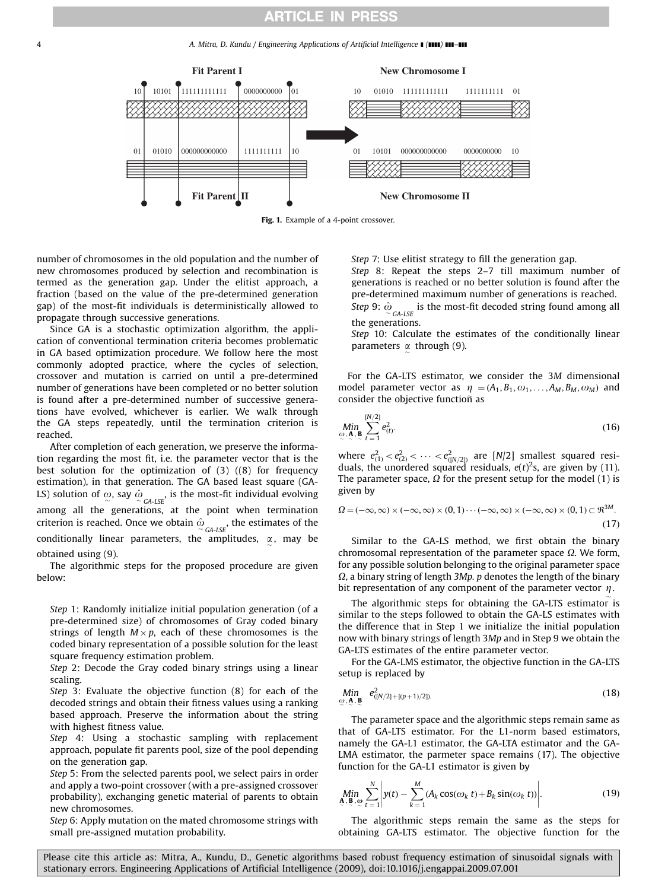**Fig. 1.** Example of a 4-point crossover.

number of chromosomes in the old population and the number of new chromosomes produced by selection and recombination is termed as the generation gap. Under the elitist approach, a fraction (based on the value of the pre-determined generation gap) of the most-fit individuals is deterministically allowed to propagate through successive generations.

Since GA is a stochastic optimization algorithm, the application of conventional termination criteria becomes problematic in GA based optimization procedure. We follow here the most commonly adopted practice, where the cycles of selection, crossover and mutation is carried on until a pre-determined number of generations have been completed or no better solution is found after a pre-determined number of successive generations have evolved, whichever is earlier. We walk through the GA steps repeatedly, until the termination criterion is reached.

After completion of each generation, we preserve the information regarding the most fit, i.e. the parameter vector that is the best solution for the optimization of (3) ((8) for frequency estimation), in that generation. The GA based least square (GA-LS) solution of $\underset{\sim}{\omega}$, say $\underset{\sim}{\hat{\omega}}_{GA\text{-}LSE}$, is the most-fit individual evolving among all the generations, at the point when termination criterion is reached. Once we obtain $\underset{\sim}{\hat{\omega}}_{GA\text{-}LSE}$, the estimates of the conditionally linear parameters, the amplitudes, $\underset{\sim}{\alpha}$, may be obtained using (9).

The algorithmic steps for the proposed procedure are given below:

*Step* 1: Randomly initialize initial population generation (of a pre-determined size) of chromosomes of Gray coded binary strings of length $M \times p$, each of these chromosomes is the coded binary representation of a possible solution for the least square frequency estimation problem.
*Step* 2: Decode the Gray coded binary strings using a linear scaling.
*Step* 3: Evaluate the objective function (8) for each of the decoded strings and obtain their fitness values using a ranking based approach. Preserve the information about the string with highest fitness value.
*Step* 4: Using a stochastic sampling with replacement approach, populate fit parents pool, size of the pool depending on the generation gap.
*Step* 5: From the selected parents pool, we select pairs in order and apply a two-point crossover (with a pre-assigned crossover probability), exchanging genetic material of parents to obtain new chromosomes.
*Step* 6: Apply mutation on the mated chromosome strings with small pre-assigned mutation probability.
*Step* 7: Use elitist strategy to fill the generation gap.
*Step* 8: Repeat the steps 2–7 till maximum number of generations is reached or no better solution is found after the pre-determined maximum number of generations is reached.
*Step* 9: $\underset{\sim}{\hat{\omega}}_{GA\text{-}LSE}$ is the most-fit decoded string found among all the generations.
*Step* 10: Calculate the estimates of the conditionally linear parameters $\underset{\sim}{\alpha}$ through (9).

For the GA-LTS estimator, we consider the $3M$ dimensional model parameter vector as $\underset{\sim}{\eta} = (A_1, B_1, \omega_1, \ldots, A_M, B_M, \omega_M)$ and consider the objective function as

$$\underset{\underset{\sim}{\omega}, \underset{\sim}{\mathbf{A}}, \underset{\sim}{\mathbf{B}}}{Min} \sum_{t=1}^{[N/2]} e^2_{(t)}. \tag{16}$$

where $e^2_{(1)} < e^2_{(2)} < \cdots < e^2_{([N/2])}$ are $[N/2]$ smallest squared residuals, the unordered squared residuals, $e(t)^2$s, are given by (11). The parameter space, $\Omega$ for the present setup for the model (1) is given by

$$\Omega = (-\infty, \infty) \times (-\infty, \infty) \times (0, 1) \cdots (-\infty, \infty) \times (-\infty, \infty) \times (0, 1) \subset \Re^{3M}. \tag{17}$$

Similar to the GA-LS method, we first obtain the binary chromosomal representation of the parameter space $\Omega$. We form, for any possible solution belonging to the original parameter space $\Omega$, a binary string of length $3Mp$. $p$ denotes the length of the binary bit representation of any component of the parameter vector $\underset{\sim}{\eta}$.

The algorithmic steps for obtaining the GA-LTS estimator is similar to the steps followed to obtain the GA-LS estimates with the difference that in Step 1 we initialize the initial population now with binary strings of length $3Mp$ and in Step 9 we obtain the GA-LTS estimates of the entire parameter vector.

For the GA-LMS estimator, the objective function in the GA-LTS setup is replaced by

$$\underset{\underset{\sim}{\omega}, \underset{\sim}{\mathbf{A}}, \underset{\sim}{\mathbf{B}}}{Min} \quad e^2_{([N/2]+[(p+1)/2])}. \tag{18}$$

The parameter space and the algorithmic steps remain same as that of GA-LTS estimator. For the L1-norm based estimators, namely the GA-L1 estimator, the GA-LTA estimator and the GA-LMA estimator, the parmeter space remains (17). The objective function for the GA-L1 estimator is given by

$$\underset{\underset{\sim}{\mathbf{A}}, \underset{\sim}{\mathbf{B}}, \underset{\sim}{\omega}}{Min} \sum_{t=1}^{N} \left| y(t) - \sum_{k=1}^{M} (A_k \cos(\omega_k\, t) + B_k \sin(\omega_k\, t)) \right|. \tag{19}$$

The algorithmic steps remain the same as the steps for obtaining GA-LTS estimator. The objective function for the

Please cite this article as: Mitra, A., Kundu, D., Genetic algorithms based robust frequency estimation of sinusoidal signals with stationary errors. Engineering Applications of Artificial Intelligence (2009), doi:10.1016/j.engappai.2009.07.001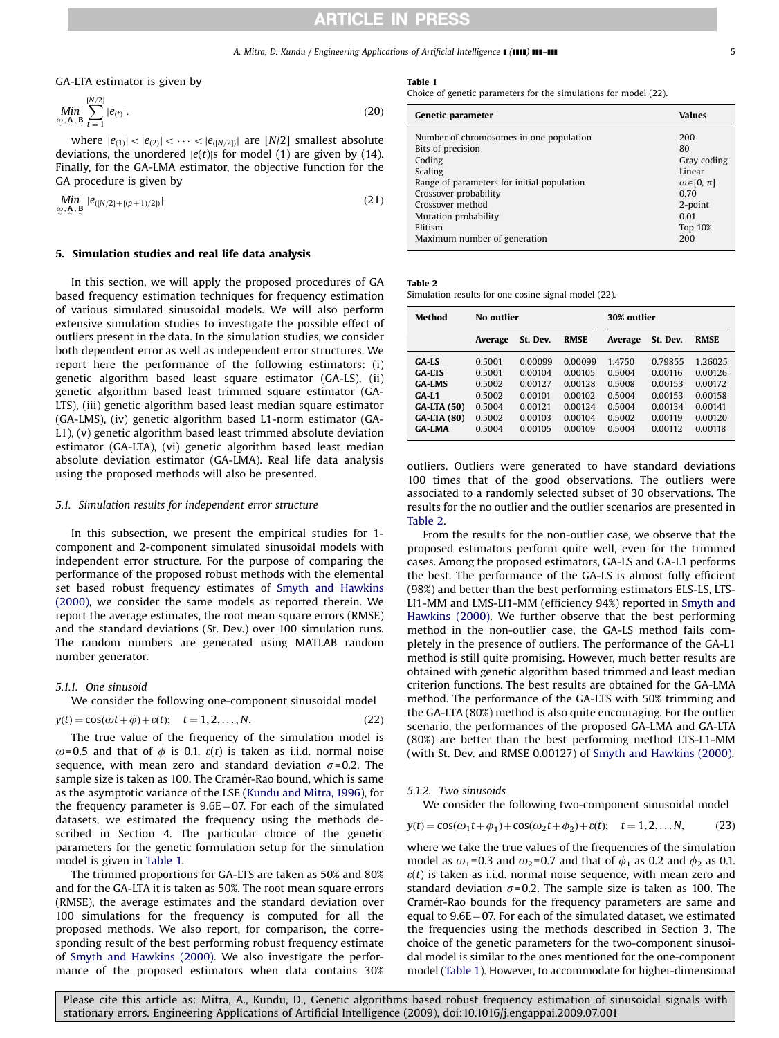GA-LTA estimator is given by

$$\underset{\underset{\sim}{\omega},\underset{\sim}{\mathbf{A}},\underset{\sim}{\mathbf{B}}}{Min} \sum_{t=1}^{[N/2]} |e_{(t)}|. \tag{20}$$

where $|e_{(1)}| < |e_{(2)}| < \cdots < |e_{([N/2])}|$ are $[N/2]$ smallest absolute deviations, the unordered $|e(t)|$s for model (1) are given by (14). Finally, for the GA-LMA estimator, the objective function for the GA procedure is given by

$$\underset{\underset{\sim}{\omega},\underset{\sim}{\mathbf{A}},\underset{\sim}{\mathbf{B}}}{Min} |e_{([N/2]+[(p+1)/2])}|. \tag{21}$$

## 5. Simulation studies and real life data analysis

In this section, we will apply the proposed procedures of GA based frequency estimation techniques for frequency estimation of various simulated sinusoidal models. We will also perform extensive simulation studies to investigate the possible effect of outliers present in the data. In the simulation studies, we consider both dependent error as well as independent error structures. We report here the performance of the following estimators: (i) genetic algorithm based least square estimator (GA-LS), (ii) genetic algorithm based least trimmed square estimator (GA-LTS), (iii) genetic algorithm based least median square estimator (GA-LMS), (iv) genetic algorithm based L1-norm estimator (GA-L1), (v) genetic algorithm based least trimmed absolute deviation estimator (GA-LTA), (vi) genetic algorithm based least median absolute deviation estimator (GA-LMA). Real life data analysis using the proposed methods will also be presented.

### 5.1. Simulation results for independent error structure

In this subsection, we present the empirical studies for 1-component and 2-component simulated sinusoidal models with independent error structure. For the purpose of comparing the performance of the proposed robust methods with the elemental set based robust frequency estimates of Smyth and Hawkins (2000), we consider the same models as reported therein. We report the average estimates, the root mean square errors (RMSE) and the standard deviations (St. Dev.) over 100 simulation runs. The random numbers are generated using MATLAB random number generator.

#### 5.1.1. One sinusoid

We consider the following one-component sinusoidal model

$$y(t) = \cos(\omega t + \phi) + \varepsilon(t); \quad t = 1, 2, \ldots, N. \tag{22}$$

The true value of the frequency of the simulation model is $\omega$=0.5 and that of $\phi$ is 0.1. $\varepsilon(t)$ is taken as i.i.d. normal noise sequence, with mean zero and standard deviation $\sigma$=0.2. The sample size is taken as 100. The Cramér-Rao bound, which is same as the asymptotic variance of the LSE (Kundu and Mitra, 1996), for the frequency parameter is 9.6E−07. For each of the simulated datasets, we estimated the frequency using the methods described in Section 4. The particular choice of the genetic parameters for the genetic formulation setup for the simulation model is given in Table 1.

The trimmed proportions for GA-LTS are taken as 50% and 80% and for the GA-LTA it is taken as 50%. The root mean square errors (RMSE), the average estimates and the standard deviation over 100 simulations for the frequency is computed for all the proposed methods. We also report, for comparison, the corresponding result of the best performing robust frequency estimate of Smyth and Hawkins (2000). We also investigate the performance of the proposed estimators when data contains 30% outliers. Outliers were generated to have standard deviations 100 times that of the good observations. The outliers were associated to a randomly selected subset of 30 observations. The results for the no outlier and the outlier scenarios are presented in Table 2.

**Table 1**
Choice of genetic parameters for the simulations for model (22).

| Genetic parameter | Values |
|---|---|
| Number of chromosomes in one population | 200 |
| Bits of precision | 80 |
| Coding | Gray coding |
| Scaling | Linear |
| Range of parameters for initial population | $\omega \in [0, \pi]$ |
| Crossover probability | 0.70 |
| Crossover method | 2-point |
| Mutation probability | 0.01 |
| Elitism | Top 10% |
| Maximum number of generation | 200 |

**Table 2**
Simulation results for one cosine signal model (22).

| Method | No outlier | | | 30% outlier | | |
|---|---|---|---|---|---|---|
| | Average | St. Dev. | RMSE | Average | St. Dev. | RMSE |
| **GA-LS** | 0.5001 | 0.00099 | 0.00099 | 1.4750 | 0.79855 | 1.26025 |
| **GA-LTS** | 0.5001 | 0.00104 | 0.00105 | 0.5004 | 0.00116 | 0.00126 |
| **GA-LMS** | 0.5002 | 0.00127 | 0.00128 | 0.5008 | 0.00153 | 0.00172 |
| **GA-L1** | 0.5002 | 0.00101 | 0.00102 | 0.5004 | 0.00153 | 0.00158 |
| **GA-LTA (50)** | 0.5004 | 0.00121 | 0.00124 | 0.5004 | 0.00134 | 0.00141 |
| **GA-LTA (80)** | 0.5002 | 0.00103 | 0.00104 | 0.5002 | 0.00119 | 0.00120 |
| **GA-LMA** | 0.5004 | 0.00105 | 0.00109 | 0.5004 | 0.00112 | 0.00118 |

From the results for the non-outlier case, we observe that the proposed estimators perform quite well, even for the trimmed cases. Among the proposed estimators, GA-LS and GA-L1 performs the best. The performance of the GA-LS is almost fully efficient (98%) and better than the best performing estimators ELS-LS, LTS-LI1-MM and LMS-LI1-MM (efficiency 94%) reported in Smyth and Hawkins (2000). We further observe that the best performing method in the non-outlier case, the GA-LS method fails completely in the presence of outliers. The performance of the GA-L1 method is still quite promising. However, much better results are obtained with genetic algorithm based trimmed and least median criterion functions. The best results are obtained for the GA-LMA method. The performance of the GA-LTS with 50% trimming and the GA-LTA (80%) method is also quite encouraging. For the outlier scenario, the performances of the proposed GA-LMA and GA-LTA (80%) are better than the best performing method LTS-L1-MM (with St. Dev. and RMSE 0.00127) of Smyth and Hawkins (2000).

#### 5.1.2. Two sinusoids

We consider the following two-component sinusoidal model

$$y(t) = \cos(\omega_1 t + \phi_1) + \cos(\omega_2 t + \phi_2) + \varepsilon(t); \quad t = 1, 2, \ldots N, \tag{23}$$

where we take the true values of the frequencies of the simulation model as $\omega_1$=0.3 and $\omega_2$=0.7 and that of $\phi_1$ as 0.2 and $\phi_2$ as 0.1. $\varepsilon(t)$ is taken as i.i.d. normal noise sequence, with mean zero and standard deviation $\sigma$=0.2. The sample size is taken as 100. The Cramér-Rao bounds for the frequency parameters are same and equal to 9.6E−07. For each of the simulated dataset, we estimated the frequencies using the methods described in Section 3. The choice of the genetic parameters for the two-component sinusoidal model is similar to the ones mentioned for the one-component model (Table 1). However, to accommodate for higher-dimensional

Please cite this article as: Mitra, A., Kundu, D., Genetic algorithms based robust frequency estimation of sinusoidal signals with stationary errors. Engineering Applications of Artificial Intelligence (2009), doi:10.1016/j.engappai.2009.07.001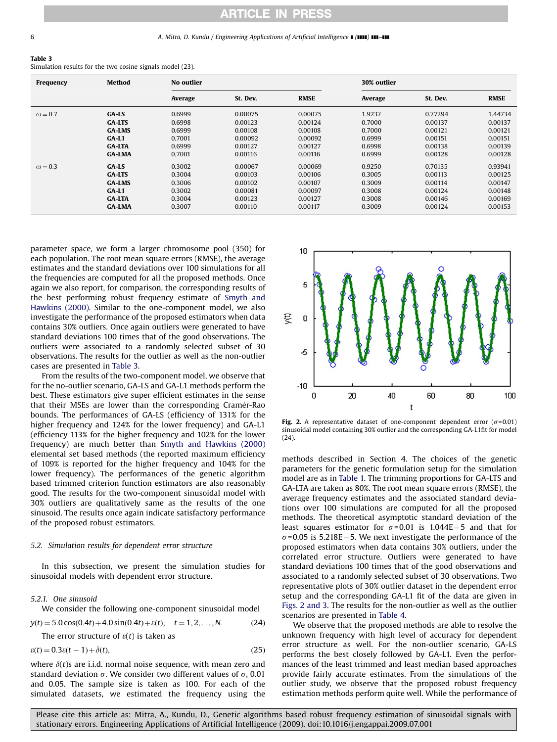**Table 3**
Simulation results for the two cosine signals model (23).

| Frequency | Method | No outlier | | | 30% outlier | | |
|---|---|---|---|---|---|---|---|
| | | Average | St. Dev. | RMSE | Average | St. Dev. | RMSE |
| $\omega = 0.7$ | **GA-LS** | 0.6999 | 0.00075 | 0.00075 | 1.9237 | 0.77294 | 1.44734 |
| | **GA-LTS** | 0.6998 | 0.00123 | 0.00124 | 0.7000 | 0.00137 | 0.00137 |
| | **GA-LMS** | 0.6999 | 0.00108 | 0.00108 | 0.7000 | 0.00121 | 0.00121 |
| | **GA-L1** | 0.7001 | 0.00092 | 0.00092 | 0.6999 | 0.00151 | 0.00151 |
| | **GA-LTA** | 0.6999 | 0.00127 | 0.00127 | 0.6998 | 0.00138 | 0.00139 |
| | **GA-LMA** | 0.7001 | 0.00116 | 0.00116 | 0.6999 | 0.00128 | 0.00128 |
| $\omega = 0.3$ | **GA-LS** | 0.3002 | 0.00067 | 0.00069 | 0.9250 | 0.70135 | 0.93941 |
| | **GA-LTS** | 0.3004 | 0.00103 | 0.00106 | 0.3005 | 0.00113 | 0.00125 |
| | **GA-LMS** | 0.3006 | 0.00102 | 0.00107 | 0.3009 | 0.00114 | 0.00147 |
| | **GA-L1** | 0.3002 | 0.00081 | 0.00097 | 0.3008 | 0.00124 | 0.00148 |
| | **GA-LTA** | 0.3004 | 0.00123 | 0.00127 | 0.3008 | 0.00146 | 0.00169 |
| | **GA-LMA** | 0.3007 | 0.00110 | 0.00117 | 0.3009 | 0.00124 | 0.00153 |

parameter space, we form a larger chromosome pool (350) for each population. The root mean square errors (RMSE), the average estimates and the standard deviations over 100 simulations for all the frequencies are computed for all the proposed methods. Once again we also report, for comparison, the corresponding results of the best performing robust frequency estimate of Smyth and Hawkins (2000). Similar to the one-component model, we also investigate the performance of the proposed estimators when data contains 30% outliers. Once again outliers were generated to have standard deviations 100 times that of the good observations. The outliers were associated to a randomly selected subset of 30 observations. The results for the outlier as well as the non-outlier cases are presented in Table 3.

From the results of the two-component model, we observe that for the no-outlier scenario, GA-LS and GA-L1 methods perform the best. These estimators give super efficient estimates in the sense that their MSEs are lower than the corresponding Cramér-Rao bounds. The performances of GA-LS (efficiency of 131% for the higher frequency and 124% for the lower frequency) and GA-L1 (efficiency 113% for the higher frequency and 102% for the lower frequency) are much better than Smyth and Hawkins (2000) elemental set based methods (the reported maximum efficiency of 109% is reported for the higher frequency and 104% for the lower frequency). The performances of the genetic algorithm based trimmed criterion function estimators are also reasonably good. The results for the two-component sinusoidal model with 30% outliers are qualitatively same as the results of the one sinusoid. The results once again indicate satisfactory performance of the proposed robust estimators.

### 5.2. Simulation results for dependent error structure

In this subsection, we present the simulation studies for sinusoidal models with dependent error structure.

#### 5.2.1. One sinusoid

We consider the following one-component sinusoidal model

$$y(t) = 5.0\cos(0.4t) + 4.0\sin(0.4t) + \varepsilon(t); \quad t = 1, 2, \ldots, N. \tag{24}$$

The error structure of $\varepsilon(t)$ is taken as

$$\varepsilon(t) = 0.3\varepsilon(t-1) + \delta(t), \tag{25}$$

where $\delta(t)$s are i.i.d. normal noise sequence, with mean zero and standard deviation $\sigma$. We consider two different values of $\sigma$, 0.01 and 0.05. The sample size is taken as 100. For each of the simulated datasets, we estimated the frequency using the methods described in Section 4. The choices of the genetic parameters for the genetic formulation setup for the simulation model are as in Table 1. The trimming proportions for GA-LTS and GA-LTA are taken as 80%. The root mean square errors (RMSE), the average frequency estimates and the associated standard deviations over 100 simulations are computed for all the proposed methods. The theoretical asymptotic standard deviation of the least squares estimator for $\sigma$=0.01 is 1.044E−5 and that for $\sigma$=0.05 is 5.218E−5. We next investigate the performance of the proposed estimators when data contains 30% outliers, under the correlated error structure. Outliers were generated to have standard deviations 100 times that of the good observations and associated to a randomly selected subset of 30 observations. Two representative plots of 30% outlier dataset in the dependent error setup and the corresponding GA-L1 fit of the data are given in Figs. 2 and 3. The results for the non-outlier as well as the outlier scenarios are presented in Table 4.

**Fig. 2.** A representative dataset of one-component dependent error ($\sigma$=0.01) sinusoidal model containing 30% outlier and the corresponding GA-L1fit for model (24).

We observe that the proposed methods are able to resolve the unknown frequency with high level of accuracy for dependent error structure as well. For the non-outlier scenario, GA-LS performs the best closely followed by GA-L1. Even the performances of the least trimmed and least median based approaches provide fairly accurate estimates. From the simulations of the outlier study, we observe that the proposed robust frequency estimation methods perform quite well. While the performance of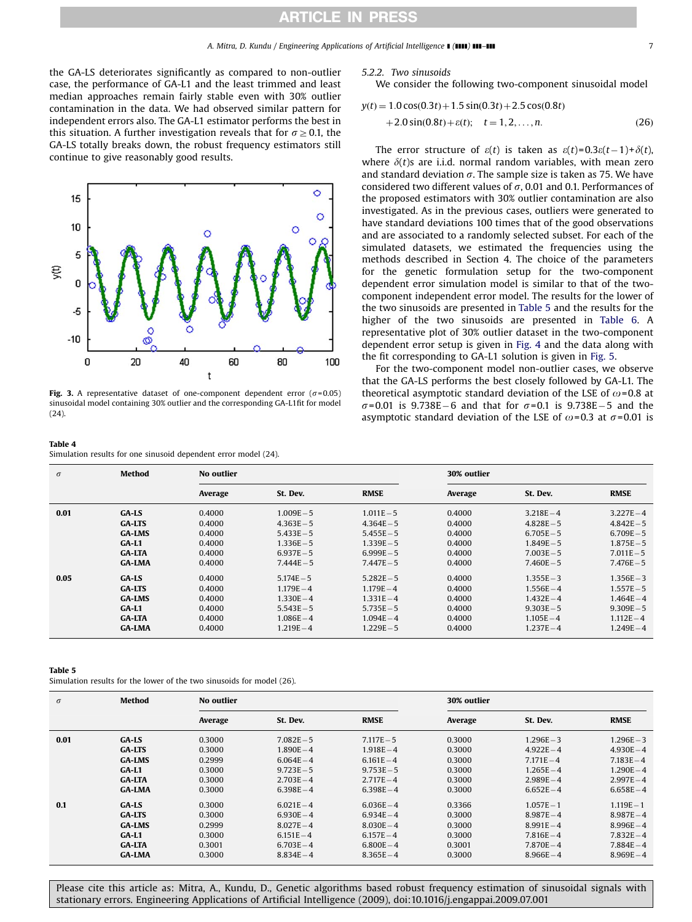the GA-LS deteriorates significantly as compared to non-outlier case, the performance of GA-L1 and the least trimmed and least median approaches remain fairly stable even with 30% outlier contamination in the data. We had observed similar pattern for independent errors also. The GA-L1 estimator performs the best in this situation. A further investigation reveals that for $\sigma \geq 0.1$, the GA-LS totally breaks down, the robust frequency estimators still continue to give reasonably good results.

**Fig. 3.** A representative dataset of one-component dependent error ($\sigma$=0.05) sinusoidal model containing 30% outlier and the corresponding GA-L1fit for model (24).

### 5.2.2. Two sinusoids

We consider the following two-component sinusoidal model

$$y(t) = 1.0\cos(0.3t) + 1.5\sin(0.3t) + 2.5\cos(0.8t) + 2.0\sin(0.8t) + \varepsilon(t); \quad t = 1, 2, \ldots, n. \tag{26}$$

The error structure of $\varepsilon(t)$ is taken as $\varepsilon(t)$=$0.3\varepsilon(t-1)$+$\delta(t)$, where $\delta(t)$s are i.i.d. normal random variables, with mean zero and standard deviation $\sigma$. The sample size is taken as 75. We have considered two different values of $\sigma$, 0.01 and 0.1. Performances of the proposed estimators with 30% outlier contamination are also investigated. As in the previous cases, outliers were generated to have standard deviations 100 times that of the good observations and are associated to a randomly selected subset. For each of the simulated datasets, we estimated the frequencies using the methods described in Section 4. The choice of the parameters for the genetic formulation setup for the two-component dependent error simulation model is similar to that of the two-component independent error model. The results for the lower of the two sinusoids are presented in Table 5 and the results for the higher of the two sinusoids are presented in Table 6. A representative plot of 30% outlier dataset in the two-component dependent error setup is given in Fig. 4 and the data along with the fit corresponding to GA-L1 solution is given in Fig. 5.

For the two-component model non-outlier cases, we observe that the GA-LS performs the best closely followed by GA-L1. The theoretical asymptotic standard deviation of the LSE of $\omega$=0.8 at $\sigma$=0.01 is 9.738E−6 and that for $\sigma$=0.1 is 9.738E−5 and the asymptotic standard deviation of the LSE of $\omega$=0.3 at $\sigma$=0.01 is

**Table 4**
Simulation results for one sinusoid dependent error model (24).

| $\sigma$ | Method | No outlier | | | 30% outlier | | |
|---|---|---|---|---|---|---|---|
| | | Average | St. Dev. | RMSE | Average | St. Dev. | RMSE |
| 0.01 | GA-LS | 0.4000 | 1.009E−5 | 1.011E−5 | 0.4000 | 3.218E−4 | 3.227E−4 |
| | GA-LTS | 0.4000 | 4.363E−5 | 4.364E−5 | 0.4000 | 4.828E−5 | 4.842E−5 |
| | GA-LMS | 0.4000 | 5.433E−5 | 5.455E−5 | 0.4000 | 6.705E−5 | 6.709E−5 |
| | GA-L1 | 0.4000 | 1.336E−5 | 1.339E−5 | 0.4000 | 1.849E−5 | 1.875E−5 |
| | GA-LTA | 0.4000 | 6.937E−5 | 6.999E−5 | 0.4000 | 7.003E−5 | 7.011E−5 |
| | GA-LMA | 0.4000 | 7.444E−5 | 7.447E−5 | 0.4000 | 7.460E−5 | 7.476E−5 |
| 0.05 | GA-LS | 0.4000 | 5.174E−5 | 5.282E−5 | 0.4000 | 1.355E−3 | 1.356E−3 |
| | GA-LTS | 0.4000 | 1.179E−4 | 1.179E−4 | 0.4000 | 1.556E−4 | 1.557E−5 |
| | GA-LMS | 0.4000 | 1.330E−4 | 1.331E−4 | 0.4000 | 1.432E−4 | 1.464E−4 |
| | GA-L1 | 0.4000 | 5.543E−5 | 5.735E−5 | 0.4000 | 9.303E−5 | 9.309E−5 |
| | GA-LTA | 0.4000 | 1.086E−4 | 1.094E−4 | 0.4000 | 1.105E−4 | 1.112E−4 |
| | GA-LMA | 0.4000 | 1.219E−4 | 1.229E−5 | 0.4000 | 1.237E−4 | 1.249E−4 |

**Table 5**
Simulation results for the lower of the two sinusoids for model (26).

| $\sigma$ | Method | No outlier | | | 30% outlier | | |
|---|---|---|---|---|---|---|---|
| | | Average | St. Dev. | RMSE | Average | St. Dev. | RMSE |
| 0.01 | GA-LS | 0.3000 | 7.082E−5 | 7.117E−5 | 0.3000 | 1.296E−3 | 1.296E−3 |
| | GA-LTS | 0.3000 | 1.890E−4 | 1.918E−4 | 0.3000 | 4.922E−4 | 4.930E−4 |
| | GA-LMS | 0.2999 | 6.064E−4 | 6.161E−4 | 0.3000 | 7.171E−4 | 7.183E−4 |
| | GA-L1 | 0.3000 | 9.723E−5 | 9.753E−5 | 0.3000 | 1.265E−4 | 1.290E−4 |
| | GA-LTA | 0.3000 | 2.703E−4 | 2.717E−4 | 0.3000 | 2.989E−4 | 2.997E−4 |
| | GA-LMA | 0.3000 | 6.398E−4 | 6.398E−4 | 0.3000 | 6.652E−4 | 6.658E−4 |
| 0.1 | GA-LS | 0.3000 | 6.021E−4 | 6.036E−4 | 0.3366 | 1.057E−1 | 1.119E−1 |
| | GA-LTS | 0.3000 | 6.930E−4 | 6.934E−4 | 0.3000 | 8.987E−4 | 8.987E−4 |
| | GA-LMS | 0.2999 | 8.027E−4 | 8.030E−4 | 0.3000 | 8.991E−4 | 8.996E−4 |
| | GA-L1 | 0.3000 | 6.151E−4 | 6.157E−4 | 0.3000 | 7.816E−4 | 7.832E−4 |
| | GA-LTA | 0.3001 | 6.703E−4 | 6.800E−4 | 0.3001 | 7.870E−4 | 7.884E−4 |
| | GA-LMA | 0.3000 | 8.834E−4 | 8.365E−4 | 0.3000 | 8.966E−4 | 8.969E−4 |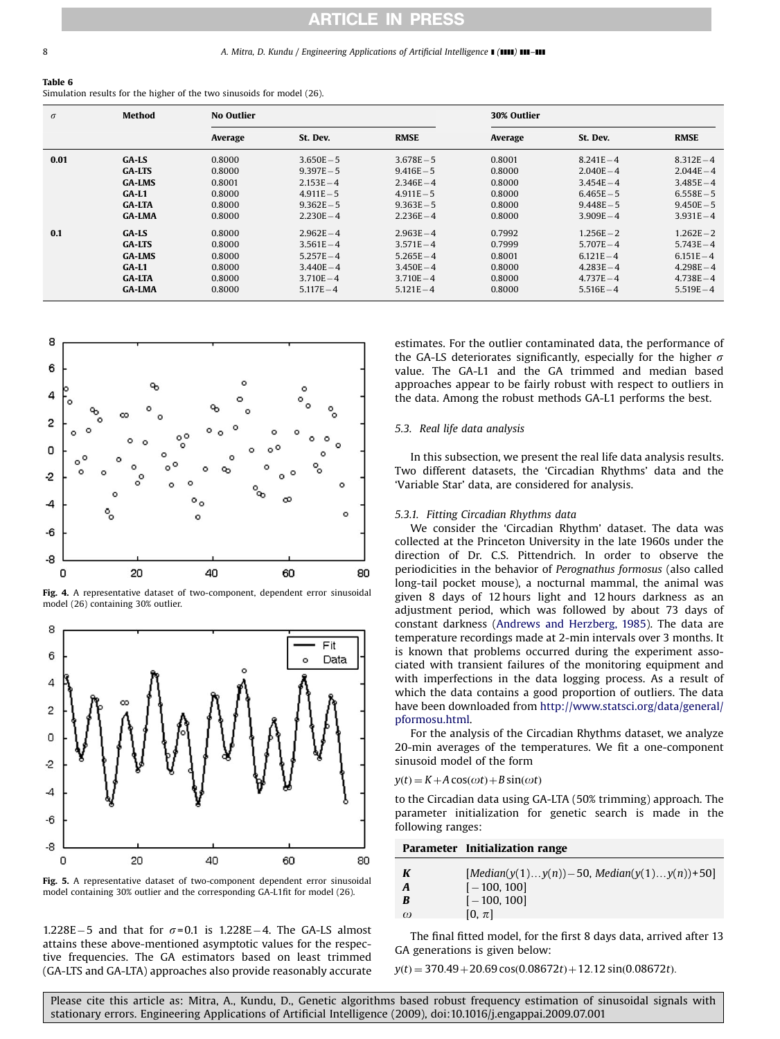**Table 6**
Simulation results for the higher of the two sinusoids for model (26).

| $\sigma$ | Method | No Outlier | | | 30% Outlier | | |
|---|---|---|---|---|---|---|---|
| | | Average | St. Dev. | RMSE | Average | St. Dev. | RMSE |
| **0.01** | **GA-LS** | 0.8000 | 3.650E−5 | 3.678E−5 | 0.8001 | 8.241E−4 | 8.312E−4 |
| | **GA-LTS** | 0.8000 | 9.397E−5 | 9.416E−5 | 0.8000 | 2.040E−4 | 2.044E−4 |
| | **GA-LMS** | 0.8001 | 2.153E−4 | 2.346E−4 | 0.8000 | 3.454E−4 | 3.485E−4 |
| | **GA-L1** | 0.8000 | 4.911E−5 | 4.911E−5 | 0.8000 | 6.465E−5 | 6.558E−5 |
| | **GA-LTA** | 0.8000 | 9.362E−5 | 9.363E−5 | 0.8000 | 9.448E−5 | 9.450E−5 |
| | **GA-LMA** | 0.8000 | 2.230E−4 | 2.236E−4 | 0.8000 | 3.909E−4 | 3.931E−4 |
| **0.1** | **GA-LS** | 0.8000 | 2.962E−4 | 2.963E−4 | 0.7992 | 1.256E−2 | 1.262E−2 |
| | **GA-LTS** | 0.8000 | 3.561E−4 | 3.571E−4 | 0.7999 | 5.707E−4 | 5.743E−4 |
| | **GA-LMS** | 0.8000 | 5.257E−4 | 5.265E−4 | 0.8001 | 6.121E−4 | 6.151E−4 |
| | **GA-L1** | 0.8000 | 3.440E−4 | 3.450E−4 | 0.8000 | 4.283E−4 | 4.298E−4 |
| | **GA-LTA** | 0.8000 | 3.710E−4 | 3.710E−4 | 0.8000 | 4.737E−4 | 4.738E−4 |
| | **GA-LMA** | 0.8000 | 5.117E−4 | 5.121E−4 | 0.8000 | 5.516E−4 | 5.519E−4 |

**Fig. 4.** A representative dataset of two-component, dependent error sinusoidal model (26) containing 30% outlier.

**Fig. 5.** A representative dataset of two-component dependent error sinusoidal model containing 30% outlier and the corresponding GA-L1fit for model (26).

1.228E−5 and that for $\sigma$=0.1 is 1.228E−4. The GA-LS almost attains these above-mentioned asymptotic values for the respective frequencies. The GA estimators based on least trimmed (GA-LTS and GA-LTA) approaches also provide reasonably accurate estimates. For the outlier contaminated data, the performance of the GA-LS deteriorates significantly, especially for the higher $\sigma$ value. The GA-L1 and the GA trimmed and median based approaches appear to be fairly robust with respect to outliers in the data. Among the robust methods GA-L1 performs the best.

### 5.3. Real life data analysis

In this subsection, we present the real life data analysis results. Two different datasets, the 'Circadian Rhythms' data and the 'Variable Star' data, are considered for analysis.

#### 5.3.1. Fitting Circadian Rhythms data

We consider the 'Circadian Rhythm' dataset. The data was collected at the Princeton University in the late 1960s under the direction of Dr. C.S. Pittendrich. In order to observe the periodicities in the behavior of *Perognathus formosus* (also called long-tail pocket mouse), a nocturnal mammal, the animal was given 8 days of 12 hours light and 12 hours darkness as an adjustment period, which was followed by about 73 days of constant darkness (Andrews and Herzberg, 1985). The data are temperature recordings made at 2-min intervals over 3 months. It is known that problems occurred during the experiment associated with transient failures of the monitoring equipment and with imperfections in the data logging process. As a result of which the data contains a good proportion of outliers. The data have been downloaded from http://www.statsci.org/data/general/pformosu.html.

For the analysis of the Circadian Rhythms dataset, we analyze 20-min averages of the temperatures. We fit a one-component sinusoid model of the form

$$y(t) = K + A\cos(\omega t) + B\sin(\omega t)$$

to the Circadian data using GA-LTA (50% trimming) approach. The parameter initialization for genetic search is made in the following ranges:

| Parameter | Initialization range |
|---|---|
| $K$ | $[Median(y(1)\ldots y(n)) - 50,\ Median(y(1)\ldots y(n)) + 50]$ |
| $A$ | $[-100, 100]$ |
| $B$ | $[-100, 100]$ |
| $\omega$ | $[0, \pi]$ |

The final fitted model, for the first 8 days data, arrived after 13 GA generations is given below:

$$y(t) = 370.49 + 20.69\cos(0.08672t) + 12.12\sin(0.08672t).$$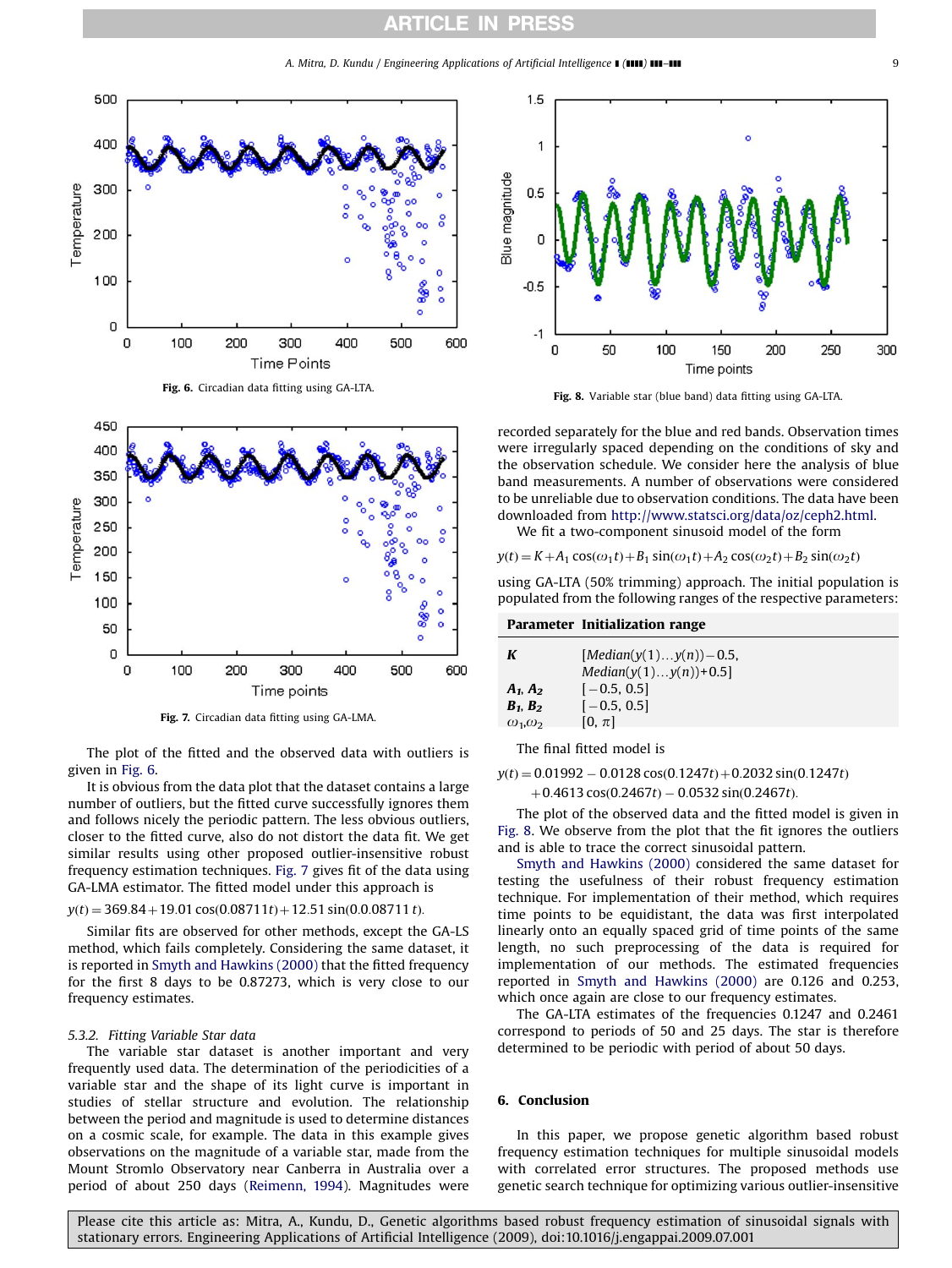Fig. 6. Circadian data fitting using GA-LTA.

Fig. 7. Circadian data fitting using GA-LMA.

The plot of the fitted and the observed data with outliers is given in Fig. 6.

It is obvious from the data plot that the dataset contains a large number of outliers, but the fitted curve successfully ignores them and follows nicely the periodic pattern. The less obvious outliers, closer to the fitted curve, also do not distort the data fit. We get similar results using other proposed outlier-insensitive robust frequency estimation techniques. Fig. 7 gives fit of the data using GA-LMA estimator. The fitted model under this approach is

$y(t) = 369.84 + 19.01\cos(0.08711t) + 12.51\sin(0.0.08711\,t).$

Similar fits are observed for other methods, except the GA-LS method, which fails completely. Considering the same dataset, it is reported in Smyth and Hawkins (2000) that the fitted frequency for the first 8 days to be 0.87273, which is very close to our frequency estimates.

### 5.3.2. Fitting Variable Star data

The variable star dataset is another important and very frequently used data. The determination of the periodicities of a variable star and the shape of its light curve is important in studies of stellar structure and evolution. The relationship between the period and magnitude is used to determine distances on a cosmic scale, for example. The data in this example gives observations on the magnitude of a variable star, made from the Mount Stromlo Observatory near Canberra in Australia over a period of about 250 days (Reimenn, 1994). Magnitudes were recorded separately for the blue and red bands. Observation times were irregularly spaced depending on the conditions of sky and the observation schedule. We consider here the analysis of blue band measurements. A number of observations were considered to be unreliable due to observation conditions. The data have been downloaded from http://www.statsci.org/data/oz/ceph2.html.

Fig. 8. Variable star (blue band) data fitting using GA-LTA.

We fit a two-component sinusoid model of the form

$$y(t) = K + A_1\cos(\omega_1 t) + B_1\sin(\omega_1 t) + A_2\cos(\omega_2 t) + B_2\sin(\omega_2 t)$$

using GA-LTA (50% trimming) approach. The initial population is populated from the following ranges of the respective parameters:

| Parameter | Initialization range |
|---|---|
| $K$ | $[Median(y(1)\ldots y(n)) - 0.5,$ $Median(y(1)\ldots y(n)) + 0.5]$ |
| $A_1, A_2$ | $[-0.5, 0.5]$ |
| $B_1, B_2$ | $[-0.5, 0.5]$ |
| $\omega_1, \omega_2$ | $[0, \pi]$ |

The final fitted model is

$$y(t) = 0.01992 - 0.0128\cos(0.1247t) + 0.2032\sin(0.1247t) + 0.4613\cos(0.2467t) - 0.0532\sin(0.2467t).$$

The plot of the observed data and the fitted model is given in Fig. 8. We observe from the plot that the fit ignores the outliers and is able to trace the correct sinusoidal pattern.

Smyth and Hawkins (2000) considered the same dataset for testing the usefulness of their robust frequency estimation technique. For implementation of their method, which requires time points to be equidistant, the data was first interpolated linearly onto an equally spaced grid of time points of the same length, no such preprocessing of the data is required for implementation of our methods. The estimated frequencies reported in Smyth and Hawkins (2000) are 0.126 and 0.253, which once again are close to our frequency estimates.

The GA-LTA estimates of the frequencies 0.1247 and 0.2461 correspond to periods of 50 and 25 days. The star is therefore determined to be periodic with period of about 50 days.

## 6. Conclusion

In this paper, we propose genetic algorithm based robust frequency estimation techniques for multiple sinusoidal models with correlated error structures. The proposed methods use genetic search technique for optimizing various outlier-insensitive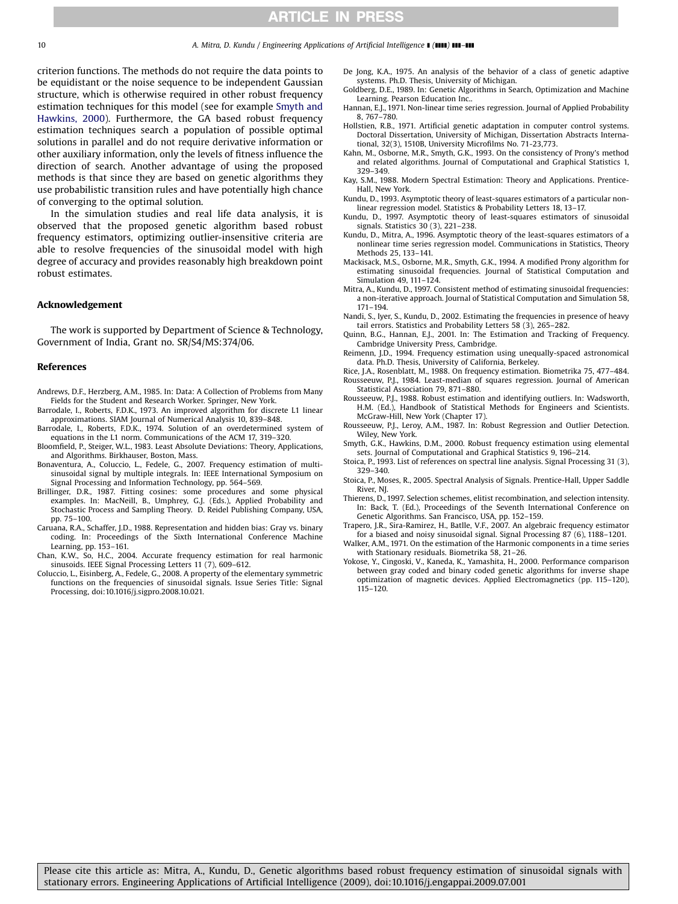criterion functions. The methods do not require the data points to be equidistant or the noise sequence to be independent Gaussian structure, which is otherwise required in other robust frequency estimation techniques for this model (see for example Smyth and Hawkins, 2000). Furthermore, the GA based robust frequency estimation techniques search a population of possible optimal solutions in parallel and do not require derivative information or other auxiliary information, only the levels of fitness influence the direction of search. Another advantage of using the proposed methods is that since they are based on genetic algorithms they use probabilistic transition rules and have potentially high chance of converging to the optimal solution.

In the simulation studies and real life data analysis, it is observed that the proposed genetic algorithm based robust frequency estimators, optimizing outlier-insensitive criteria are able to resolve frequencies of the sinusoidal model with high degree of accuracy and provides reasonably high breakdown point robust estimates.

## Acknowledgement

The work is supported by Department of Science & Technology, Government of India, Grant no. SR/S4/MS:374/06.

## References

Andrews, D.F., Herzberg, A.M., 1985. In: Data: A Collection of Problems from Many Fields for the Student and Research Worker. Springer, New York.

Barrodale, I., Roberts, F.D.K., 1973. An improved algorithm for discrete L1 linear approximations. SIAM Journal of Numerical Analysis 10, 839–848.

Barrodale, I., Roberts, F.D.K., 1974. Solution of an overdetermined system of equations in the L1 norm. Communications of the ACM 17, 319–320.

Bloomfield, P., Steiger, W.L., 1983. Least Absolute Deviations: Theory, Applications, and Algorithms. Birkhauser, Boston, Mass.

Bonaventura, A., Coluccio, L., Fedele, G., 2007. Frequency estimation of multi-sinusoidal signal by multiple integrals. In: IEEE International Symposium on Signal Processing and Information Technology, pp. 564–569.

Brillinger, D.R., 1987. Fitting cosines: some procedures and some physical examples. In: MacNeill, B., Umphrey, G.J. (Eds.), Applied Probability and Stochastic Process and Sampling Theory. D. Reidel Publishing Company, USA, pp. 75–100.

Caruana, R.A., Schaffer, J.D., 1988. Representation and hidden bias: Gray vs. binary coding. In: Proceedings of the Sixth International Conference Machine Learning, pp. 153–161.

Chan, K.W., So, H.C., 2004. Accurate frequency estimation for real harmonic sinusoids. IEEE Signal Processing Letters 11 (7), 609–612.

Coluccio, L., Eisinberg, A., Fedele, G., 2008. A property of the elementary symmetric functions on the frequencies of sinusoidal signals. Issue Series Title: Signal Processing, doi:10.1016/j.sigpro.2008.10.021.

De Jong, K.A., 1975. An analysis of the behavior of a class of genetic adaptive systems. Ph.D. Thesis, University of Michigan.

Goldberg, D.E., 1989. In: Genetic Algorithms in Search, Optimization and Machine Learning. Pearson Education Inc..

Hannan, E.J., 1971. Non-linear time series regression. Journal of Applied Probability 8, 767–780.

Hollstien, R.B., 1971. Artificial genetic adaptation in computer control systems. Doctoral Dissertation, University of Michigan, Dissertation Abstracts International, 32(3), 1510B, University Microfilms No. 71-23,773.

Kahn, M., Osborne, M.R., Smyth, G.K., 1993. On the consistency of Prony's method and related algorithms. Journal of Computational and Graphical Statistics 1, 329–349.

Kay, S.M., 1988. Modern Spectral Estimation: Theory and Applications. Prentice-Hall, New York.

Kundu, D., 1993. Asymptotic theory of least-squares estimators of a particular nonlinear regression model. Statistics & Probability Letters 18, 13–17.

Kundu, D., 1997. Asymptotic theory of least-squares estimators of sinusoidal signals. Statistics 30 (3), 221–238.

Kundu, D., Mitra, A., 1996. Asymptotic theory of the least-squares estimators of a nonlinear time series regression model. Communications in Statistics, Theory Methods 25, 133–141.

Mackisack, M.S., Osborne, M.R., Smyth, G.K., 1994. A modified Prony algorithm for estimating sinusoidal frequencies. Journal of Statistical Computation and Simulation 49, 111–124.

Mitra, A., Kundu, D., 1997. Consistent method of estimating sinusoidal frequencies: a non-iterative approach. Journal of Statistical Computation and Simulation 58, 171–194.

Nandi, S., Iyer, S., Kundu, D., 2002. Estimating the frequencies in presence of heavy tail errors. Statistics and Probability Letters 58 (3), 265–282.

Quinn, B.G., Hannan, E.J., 2001. In: The Estimation and Tracking of Frequency. Cambridge University Press, Cambridge.

Reimenn, J.D., 1994. Frequency estimation using unequally-spaced astronomical data. Ph.D. Thesis, University of California, Berkeley.

Rice, J.A., Rosenblatt, M., 1988. On frequency estimation. Biometrika 75, 477–484.

Rousseeuw, P.J., 1984. Least-median of squares regression. Journal of American Statistical Association 79, 871–880.

Rousseeuw, P.J., 1988. Robust estimation and identifying outliers. In: Wadsworth, H.M. (Ed.), Handbook of Statistical Methods for Engineers and Scientists. McGraw-Hill, New York (Chapter 17).

Rousseeuw, P.J., Leroy, A.M., 1987. In: Robust Regression and Outlier Detection. Wiley, New York.

Smyth, G.K., Hawkins, D.M., 2000. Robust frequency estimation using elemental sets. Journal of Computational and Graphical Statistics 9, 196–214.

Stoica, P., 1993. List of references on spectral line analysis. Signal Processing 31 (3), 329–340.

Stoica, P., Moses, R., 2005. Spectral Analysis of Signals. Prentice-Hall, Upper Saddle River, NJ.

Thierens, D., 1997. Selection schemes, elitist recombination, and selection intensity. In: Back, T. (Ed.), Proceedings of the Seventh International Conference on Genetic Algorithms. San Francisco, USA, pp. 152–159.

Trapero, J.R., Sira-Ramirez, H., Batlle, V.F., 2007. An algebraic frequency estimator for a biased and noisy sinusoidal signal. Signal Processing 87 (6), 1188–1201.

Walker, A.M., 1971. On the estimation of the Harmonic components in a time series with Stationary residuals. Biometrika 58, 21–26.

Yokose, Y., Cingoski, V., Kaneda, K., Yamashita, H., 2000. Performance comparison between gray coded and binary coded genetic algorithms for inverse shape optimization of magnetic devices. Applied Electromagnetics (pp. 115–120), 115–120.

Please cite this article as: Mitra, A., Kundu, D., Genetic algorithms based robust frequency estimation of sinusoidal signals with stationary errors. Engineering Applications of Artificial Intelligence (2009), doi:10.1016/j.engappai.2009.07.001